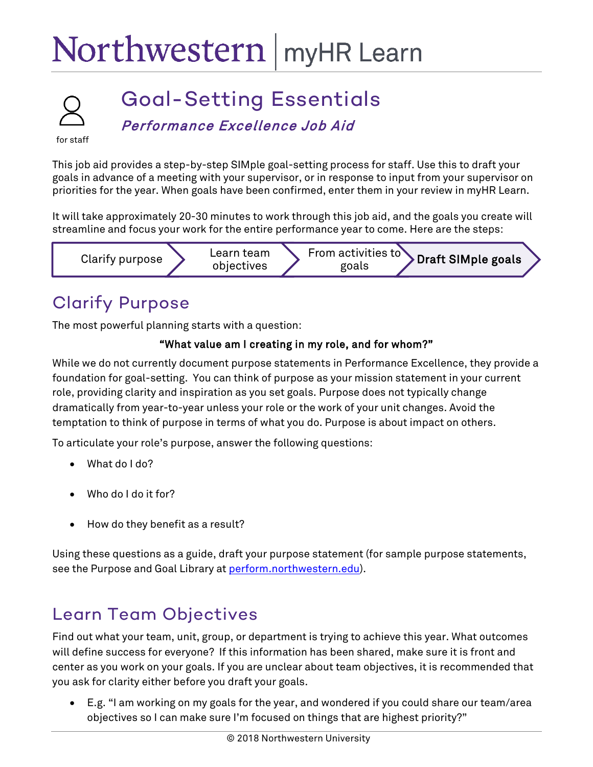# Northwestern | myHR Learn

for staff

## Goal-Setting Essentials

***Performance Excellence Job Aid***

This job aid provides a step-by-step SIMple goal-setting process for staff. Use this to draft your goals in advance of a meeting with your supervisor, or in response to input from your supervisor on priorities for the year. When goals have been confirmed, enter them in your review in myHR Learn.

It will take approximately 20-30 minutes to work through this job aid, and the goals you create will streamline and focus your work for the entire performance year to come. Here are the steps:

Clarify purpose → Learn team objectives → From activities to goals → **Draft SIMple goals**

## Clarify Purpose

The most powerful planning starts with a question:

**"What value am I creating in my role, and for whom?"**

While we do not currently document purpose statements in Performance Excellence, they provide a foundation for goal-setting. You can think of purpose as your mission statement in your current role, providing clarity and inspiration as you set goals. Purpose does not typically change dramatically from year-to-year unless your role or the work of your unit changes. Avoid the temptation to think of purpose in terms of what you do. Purpose is about impact on others.

To articulate your role's purpose, answer the following questions:

- What do I do?
- Who do I do it for?
- How do they benefit as a result?

Using these questions as a guide, draft your purpose statement (for sample purpose statements, see the Purpose and Goal Library at perform.northwestern.edu).

## Learn Team Objectives

Find out what your team, unit, group, or department is trying to achieve this year. What outcomes will define success for everyone? If this information has been shared, make sure it is front and center as you work on your goals. If you are unclear about team objectives, it is recommended that you ask for clarity either before you draft your goals.

- E.g. "I am working on my goals for the year, and wondered if you could share our team/area objectives so I can make sure I'm focused on things that are highest priority?"

© 2018 Northwestern University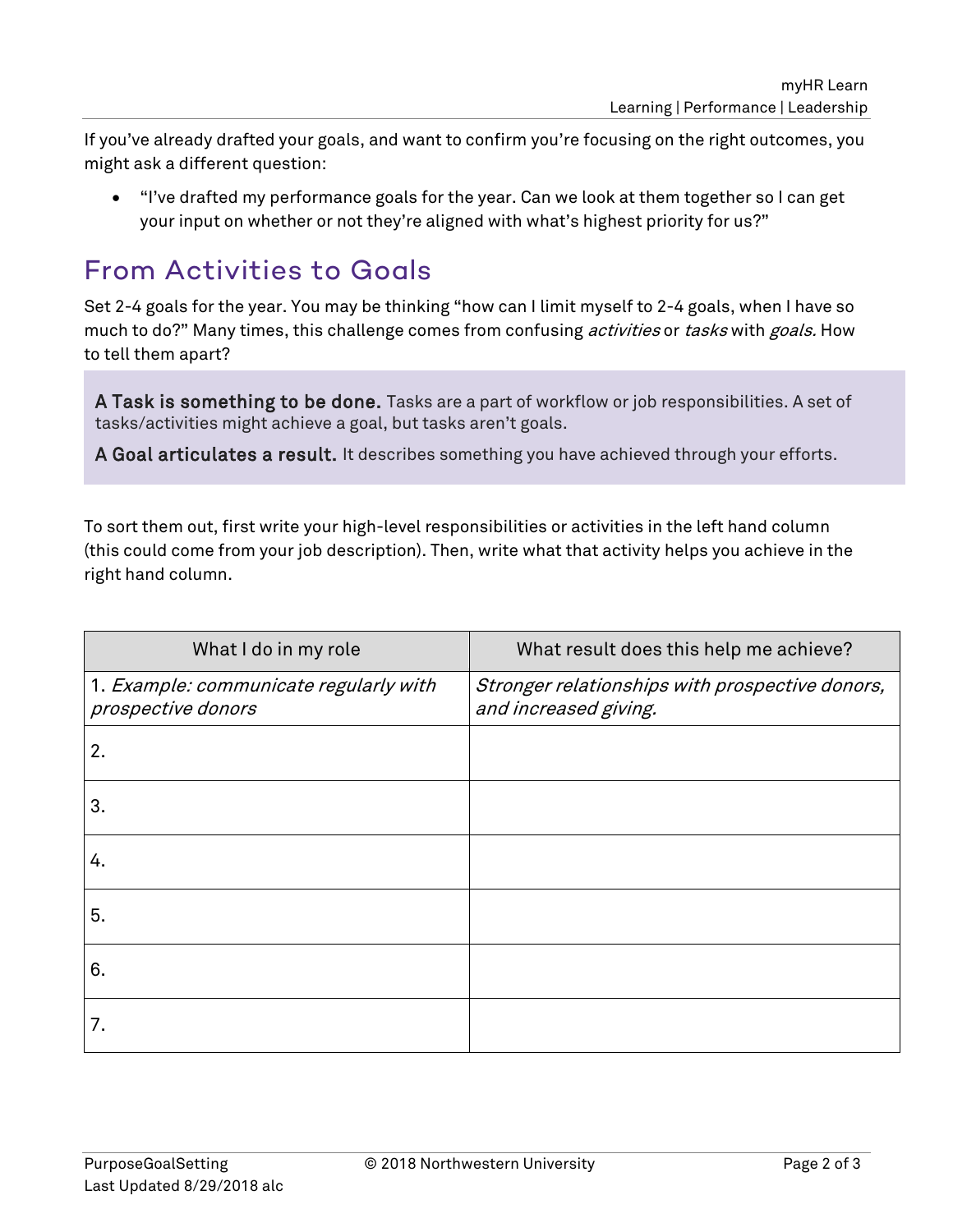If you've already drafted your goals, and want to confirm you're focusing on the right outcomes, you might ask a different question:

- "I've drafted my performance goals for the year. Can we look at them together so I can get your input on whether or not they're aligned with what's highest priority for us?"

## From Activities to Goals

Set 2-4 goals for the year. You may be thinking "how can I limit myself to 2-4 goals, when I have so much to do?" Many times, this challenge comes from confusing *activities* or *tasks* with *goals.* How to tell them apart?

**A Task is something to be done.** Tasks are a part of workflow or job responsibilities. A set of tasks/activities might achieve a goal, but tasks aren't goals.

**A Goal articulates a result.** It describes something you have achieved through your efforts.

To sort them out, first write your high-level responsibilities or activities in the left hand column (this could come from your job description). Then, write what that activity helps you achieve in the right hand column.

| What I do in my role | What result does this help me achieve? |
|---|---|
| 1. *Example: communicate regularly with prospective donors* | *Stronger relationships with prospective donors, and increased giving.* |
| 2. | |
| 3. | |
| 4. | |
| 5. | |
| 6. | |
| 7. | |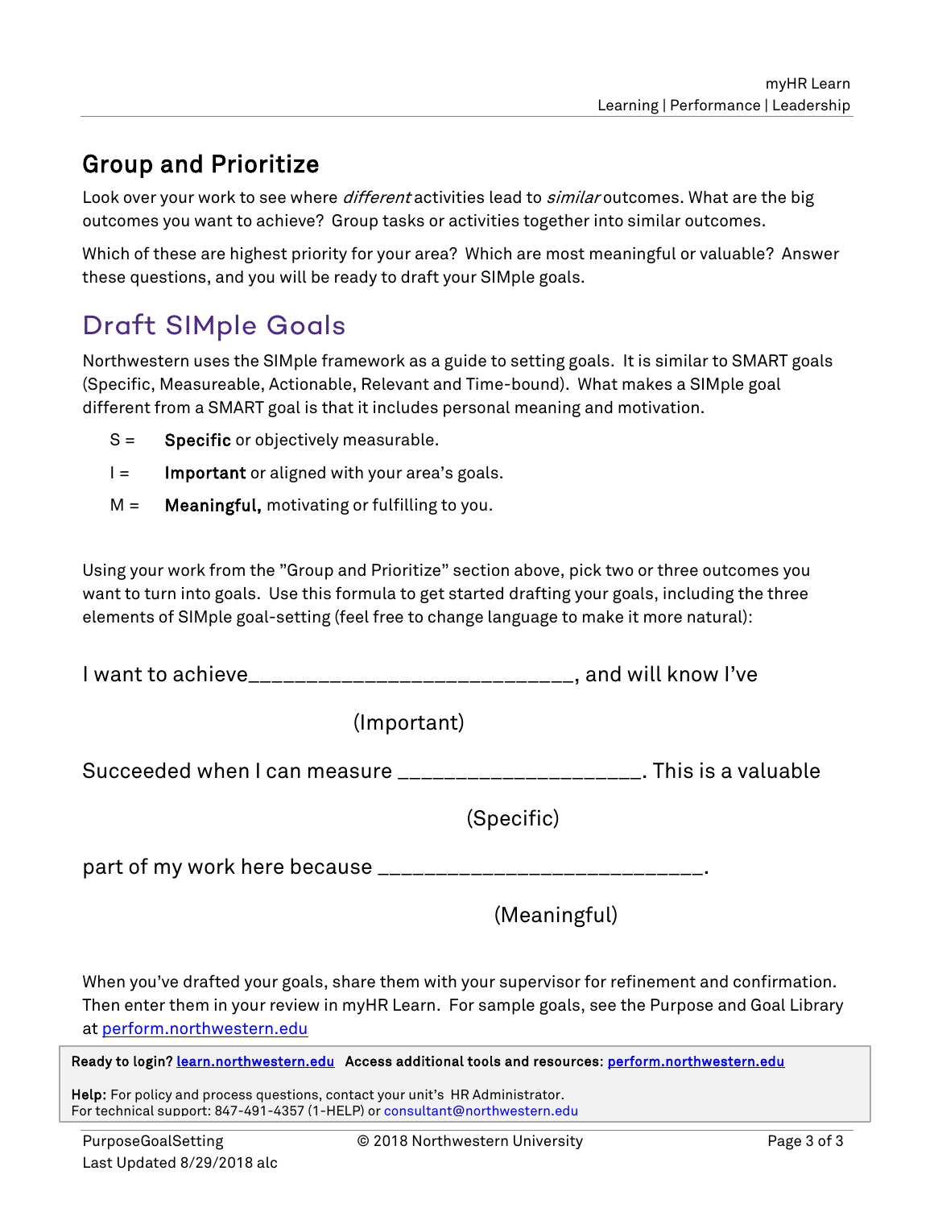## Group and Prioritize

Look over your work to see where *different* activities lead to *similar* outcomes. What are the big outcomes you want to achieve? Group tasks or activities together into similar outcomes.

Which of these are highest priority for your area? Which are most meaningful or valuable? Answer these questions, and you will be ready to draft your SIMple goals.

## Draft SIMple Goals

Northwestern uses the SIMple framework as a guide to setting goals. It is similar to SMART goals (Specific, Measureable, Actionable, Relevant and Time-bound). What makes a SIMple goal different from a SMART goal is that it includes personal meaning and motivation.

- S = **Specific** or objectively measurable.
- I = **Important** or aligned with your area's goals.
- M = **Meaningful,** motivating or fulfilling to you.

Using your work from the "Group and Prioritize" section above, pick two or three outcomes you want to turn into goals. Use this formula to get started drafting your goals, including the three elements of SIMple goal-setting (feel free to change language to make it more natural):

I want to achieve___________________________, and will know I've

(Important)

Succeeded when I can measure ____________________. This is a valuable

(Specific)

part of my work here because ___________________________.

(Meaningful)

When you've drafted your goals, share them with your supervisor for refinement and confirmation. Then enter them in your review in myHR Learn. For sample goals, see the Purpose and Goal Library at perform.northwestern.edu

**Ready to login?** learn.northwestern.edu **Access additional tools and resources:** perform.northwestern.edu

**Help:** For policy and process questions, contact your unit's HR Administrator.
For technical support: 847-491-4357 (1-HELP) or consultant@northwestern.edu